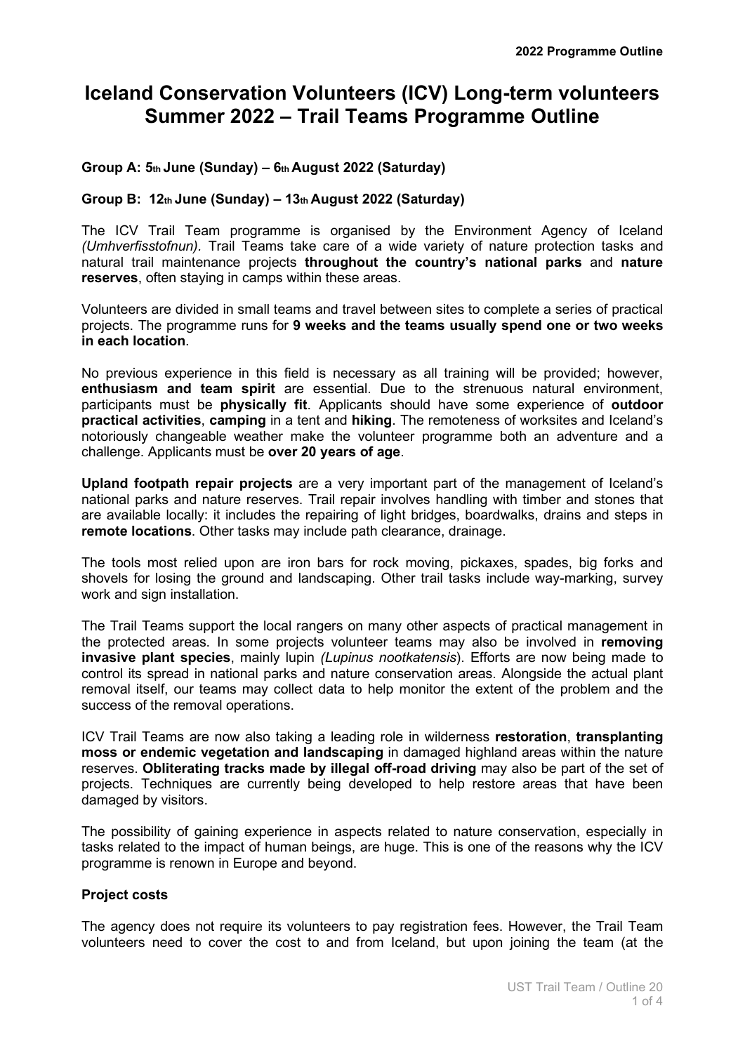# Iceland Conservation Volunteers (ICV) Long-term volunteers Summer 2022 – Trail Teams Programme Outline

**Group A: 5th June (Sunday) – 6th August 2022 (Saturday)**

**Group B: 12th June (Sunday) – 13th August 2022 (Saturday)**

The ICV Trail Team programme is organised by the Environment Agency of Iceland *(Umhverfisstofnun)*. Trail Teams take care of a wide variety of nature protection tasks and natural trail maintenance projects **throughout the country's national parks** and **nature reserves**, often staying in camps within these areas.

Volunteers are divided in small teams and travel between sites to complete a series of practical projects. The programme runs for **9 weeks and the teams usually spend one or two weeks in each location**.

No previous experience in this field is necessary as all training will be provided; however, **enthusiasm and team spirit** are essential. Due to the strenuous natural environment, participants must be **physically fit**. Applicants should have some experience of **outdoor practical activities**, **camping** in a tent and **hiking**. The remoteness of worksites and Iceland's notoriously changeable weather make the volunteer programme both an adventure and a challenge. Applicants must be **over 20 years of age**.

**Upland footpath repair projects** are a very important part of the management of Iceland's national parks and nature reserves. Trail repair involves handling with timber and stones that are available locally: it includes the repairing of light bridges, boardwalks, drains and steps in **remote locations**. Other tasks may include path clearance, drainage.

The tools most relied upon are iron bars for rock moving, pickaxes, spades, big forks and shovels for losing the ground and landscaping. Other trail tasks include way-marking, survey work and sign installation.

The Trail Teams support the local rangers on many other aspects of practical management in the protected areas. In some projects volunteer teams may also be involved in **removing invasive plant species**, mainly lupin *(Lupinus nootkatensis*). Efforts are now being made to control its spread in national parks and nature conservation areas. Alongside the actual plant removal itself, our teams may collect data to help monitor the extent of the problem and the success of the removal operations.

ICV Trail Teams are now also taking a leading role in wilderness **restoration**, **transplanting moss or endemic vegetation and landscaping** in damaged highland areas within the nature reserves. **Obliterating tracks made by illegal off-road driving** may also be part of the set of projects. Techniques are currently being developed to help restore areas that have been damaged by visitors.

The possibility of gaining experience in aspects related to nature conservation, especially in tasks related to the impact of human beings, are huge. This is one of the reasons why the ICV programme is renown in Europe and beyond.

### Project costs

The agency does not require its volunteers to pay registration fees. However, the Trail Team volunteers need to cover the cost to and from Iceland, but upon joining the team (at the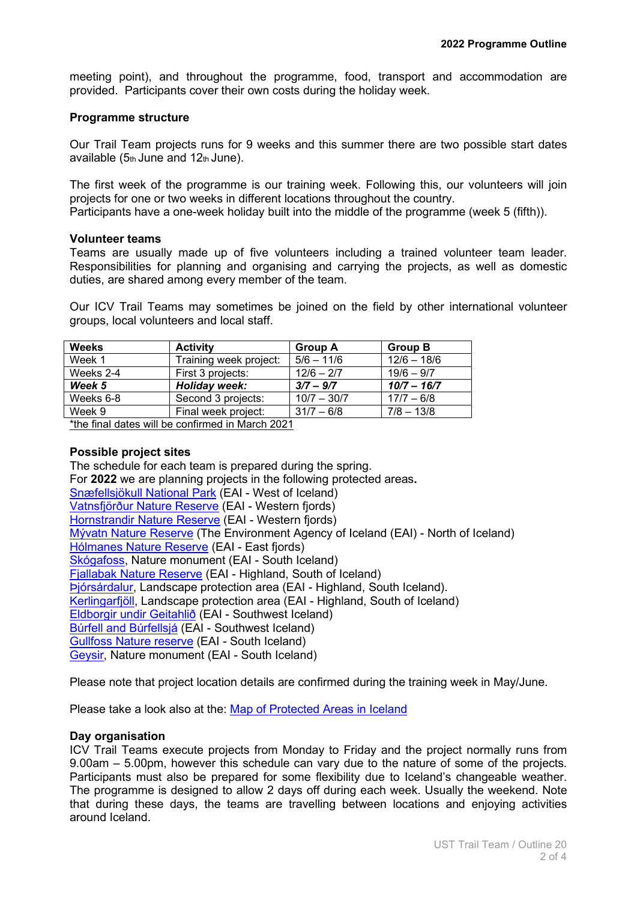meeting point), and throughout the programme, food, transport and accommodation are provided. Participants cover their own costs during the holiday week.

**Programme structure**

Our Trail Team projects runs for 9 weeks and this summer there are two possible start dates available (5th June and 12th June).

The first week of the programme is our training week. Following this, our volunteers will join projects for one or two weeks in different locations throughout the country.
Participants have a one-week holiday built into the middle of the programme (week 5 (fifth)).

**Volunteer teams**

Teams are usually made up of five volunteers including a trained volunteer team leader. Responsibilities for planning and organising and carrying the projects, as well as domestic duties, are shared among every member of the team.

Our ICV Trail Teams may sometimes be joined on the field by other international volunteer groups, local volunteers and local staff.

| **Weeks** | **Activity** | **Group A** | **Group B** |
|---|---|---|---|
| Week 1 | Training week project: | 5/6 – 11/6 | 12/6 – 18/6 |
| Weeks 2-4 | First 3 projects: | 12/6 – 2/7 | 19/6 – 9/7 |
| ***Week 5*** | ***Holiday week:*** | ***3/7 – 9/7*** | ***10/7 – 16/7*** |
| Weeks 6-8 | Second 3 projects: | 10/7 – 30/7 | 17/7 – 6/8 |
| Week 9 | Final week project: | 31/7 – 6/8 | 7/8 – 13/8 |

*the final dates will be confirmed in March 2021

**Possible project sites**

The schedule for each team is prepared during the spring.
For **2022** we are planning projects in the following protected areas**.**
Snæfellsjökull National Park (EAI - West of Iceland)
Vatnsfjörður Nature Reserve (EAI - Western fjords)
Hornstrandir Nature Reserve (EAI - Western fjords)
Mývatn Nature Reserve (The Environment Agency of Iceland (EAI) - North of Iceland)
Hólmanes Nature Reserve (EAI - East fjords)
Skógafoss, Nature monument (EAI - South Iceland)
Fjallabak Nature Reserve (EAI - Highland, South of Iceland)
Þjórsárdalur, Landscape protection area (EAI - Highland, South Iceland).
Kerlingarfjöll, Landscape protection area (EAI - Highland, South of Iceland)
Eldborgir undir Geitahlíð (EAI - Southwest Iceland)
Búrfell and Búrfellsjá (EAI - Southwest Iceland)
Gullfoss Nature reserve (EAI - South Iceland)
Geysir, Nature monument (EAI - South Iceland)

Please note that project location details are confirmed during the training week in May/June.

Please take a look also at the: Map of Protected Areas in Iceland

**Day organisation**

ICV Trail Teams execute projects from Monday to Friday and the project normally runs from 9.00am – 5.00pm, however this schedule can vary due to the nature of some of the projects. Participants must also be prepared for some flexibility due to Iceland's changeable weather. The programme is designed to allow 2 days off during each week. Usually the weekend. Note that during these days, the teams are travelling between locations and enjoying activities around Iceland.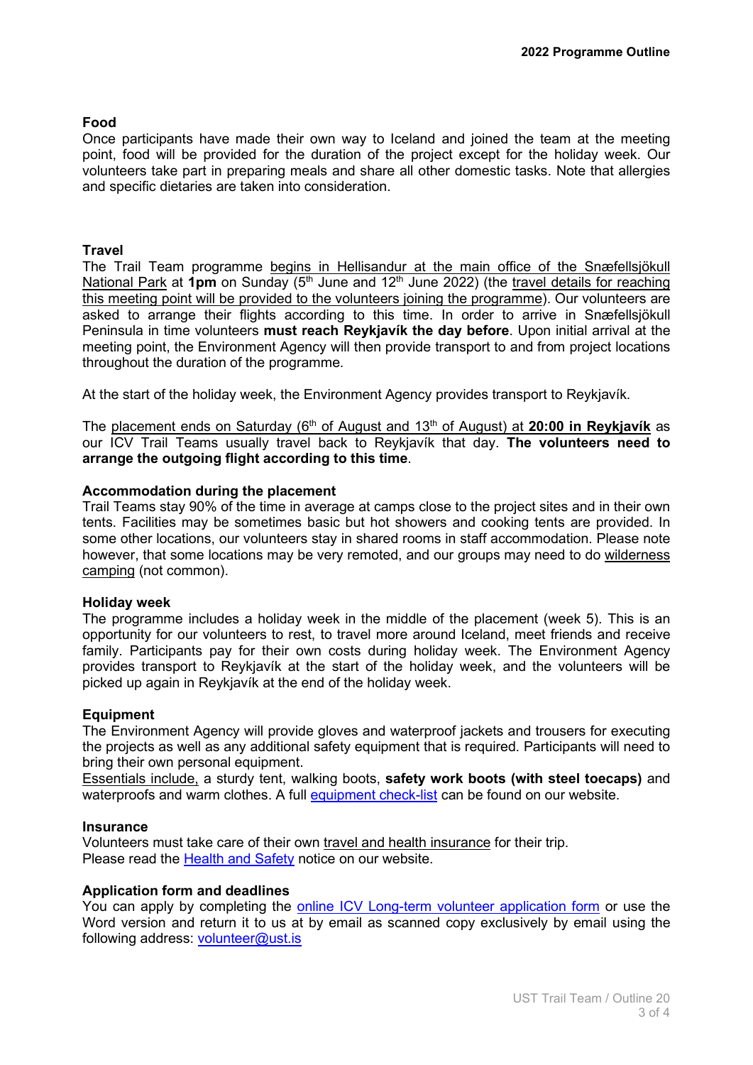### Food

Once participants have made their own way to Iceland and joined the team at the meeting point, food will be provided for the duration of the project except for the holiday week. Our volunteers take part in preparing meals and share all other domestic tasks. Note that allergies and specific dietaries are taken into consideration.

### Travel

The Trail Team programme begins in Hellisandur at the main office of the Snæfellsjökull National Park at **1pm** on Sunday (5th June and 12th June 2022) (the travel details for reaching this meeting point will be provided to the volunteers joining the programme). Our volunteers are asked to arrange their flights according to this time. In order to arrive in Snæfellsjökull Peninsula in time volunteers **must reach Reykjavík the day before**. Upon initial arrival at the meeting point, the Environment Agency will then provide transport to and from project locations throughout the duration of the programme.

At the start of the holiday week, the Environment Agency provides transport to Reykjavík.

The placement ends on Saturday (6th of August and 13th of August) at **20:00 in Reykjavík** as our ICV Trail Teams usually travel back to Reykjavík that day. **The volunteers need to arrange the outgoing flight according to this time**.

### Accommodation during the placement

Trail Teams stay 90% of the time in average at camps close to the project sites and in their own tents. Facilities may be sometimes basic but hot showers and cooking tents are provided. In some other locations, our volunteers stay in shared rooms in staff accommodation. Please note however, that some locations may be very remoted, and our groups may need to do wilderness camping (not common).

### Holiday week

The programme includes a holiday week in the middle of the placement (week 5). This is an opportunity for our volunteers to rest, to travel more around Iceland, meet friends and receive family. Participants pay for their own costs during holiday week. The Environment Agency provides transport to Reykjavík at the start of the holiday week, and the volunteers will be picked up again in Reykjavík at the end of the holiday week.

### Equipment

The Environment Agency will provide gloves and waterproof jackets and trousers for executing the projects as well as any additional safety equipment that is required. Participants will need to bring their own personal equipment.

Essentials include, a sturdy tent, walking boots, **safety work boots (with steel toecaps)** and waterproofs and warm clothes. A full equipment check-list can be found on our website.

### Insurance

Volunteers must take care of their own travel and health insurance for their trip.
Please read the Health and Safety notice on our website.

### Application form and deadlines

You can apply by completing the online ICV Long-term volunteer application form or use the Word version and return it to us at by email as scanned copy exclusively by email using the following address: volunteer@ust.is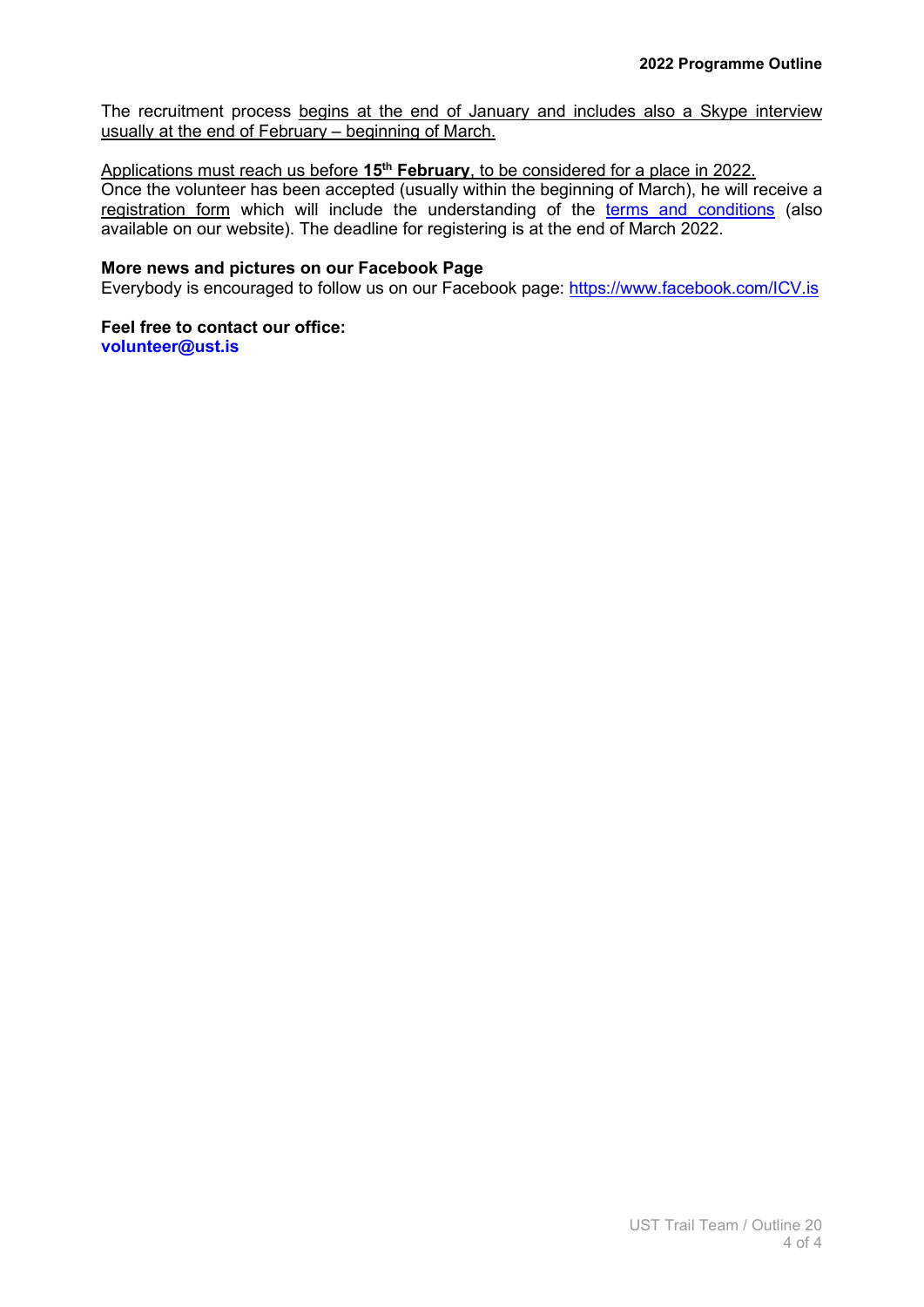The recruitment process begins at the end of January and includes also a Skype interview usually at the end of February – beginning of March.

Applications must reach us before **15th February**, to be considered for a place in 2022.
Once the volunteer has been accepted (usually within the beginning of March), he will receive a registration form which will include the understanding of the terms and conditions (also available on our website). The deadline for registering is at the end of March 2022.

**More news and pictures on our Facebook Page**
Everybody is encouraged to follow us on our Facebook page: https://www.facebook.com/ICV.is

**Feel free to contact our office:**
**volunteer@ust.is**